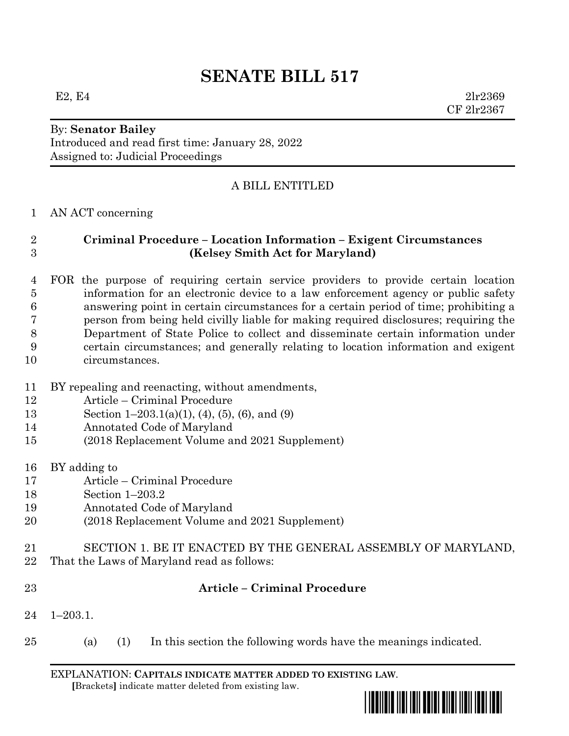# SENATE BILL 517

E2, E4 2lr2369
CF 2lr2367

By: **Senator Bailey**
Introduced and read first time: January 28, 2022
Assigned to: Judicial Proceedings

A BILL ENTITLED

1 AN ACT concerning

2 **Criminal Procedure – Location Information – Exigent Circumstances**
3 **(Kelsey Smith Act for Maryland)**

4 FOR the purpose of requiring certain service providers to provide certain location
5 information for an electronic device to a law enforcement agency or public safety
6 answering point in certain circumstances for a certain period of time; prohibiting a
7 person from being held civilly liable for making required disclosures; requiring the
8 Department of State Police to collect and disseminate certain information under
9 certain circumstances; and generally relating to location information and exigent
10 circumstances.

11 BY repealing and reenacting, without amendments,
12 Article – Criminal Procedure
13 Section 1–203.1(a)(1), (4), (5), (6), and (9)
14 Annotated Code of Maryland
15 (2018 Replacement Volume and 2021 Supplement)

16 BY adding to
17 Article – Criminal Procedure
18 Section 1–203.2
19 Annotated Code of Maryland
20 (2018 Replacement Volume and 2021 Supplement)

21 SECTION 1. BE IT ENACTED BY THE GENERAL ASSEMBLY OF MARYLAND,
22 That the Laws of Maryland read as follows:

23 **Article – Criminal Procedure**

24 1–203.1.

25 (a) (1) In this section the following words have the meanings indicated.

EXPLANATION: **CAPITALS INDICATE MATTER ADDED TO EXISTING LAW.**
**[**Brackets**]** indicate matter deleted from existing law.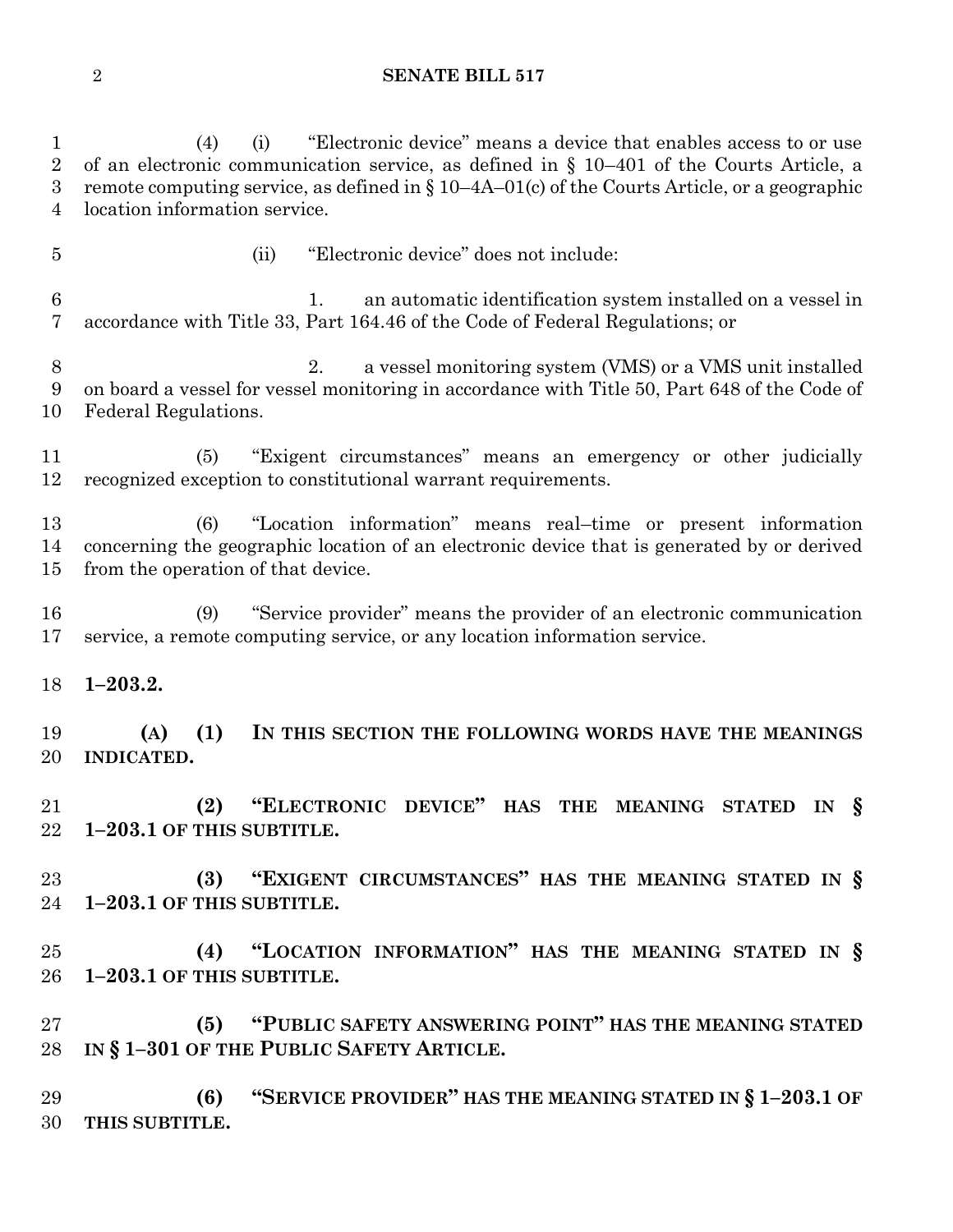(4) (i) "Electronic device" means a device that enables access to or use of an electronic communication service, as defined in § 10–401 of the Courts Article, a remote computing service, as defined in § 10–4A–01(c) of the Courts Article, or a geographic location information service.

(ii) "Electronic device" does not include:

1. an automatic identification system installed on a vessel in accordance with Title 33, Part 164.46 of the Code of Federal Regulations; or

2. a vessel monitoring system (VMS) or a VMS unit installed on board a vessel for vessel monitoring in accordance with Title 50, Part 648 of the Code of Federal Regulations.

(5) "Exigent circumstances" means an emergency or other judicially recognized exception to constitutional warrant requirements.

(6) "Location information" means real–time or present information concerning the geographic location of an electronic device that is generated by or derived from the operation of that device.

(9) "Service provider" means the provider of an electronic communication service, a remote computing service, or any location information service.

**1–203.2.**

**(A) (1) IN THIS SECTION THE FOLLOWING WORDS HAVE THE MEANINGS INDICATED.**

**(2) "ELECTRONIC DEVICE" HAS THE MEANING STATED IN § 1–203.1 OF THIS SUBTITLE.**

**(3) "EXIGENT CIRCUMSTANCES" HAS THE MEANING STATED IN § 1–203.1 OF THIS SUBTITLE.**

**(4) "LOCATION INFORMATION" HAS THE MEANING STATED IN § 1–203.1 OF THIS SUBTITLE.**

**(5) "PUBLIC SAFETY ANSWERING POINT" HAS THE MEANING STATED IN § 1–301 OF THE PUBLIC SAFETY ARTICLE.**

**(6) "SERVICE PROVIDER" HAS THE MEANING STATED IN § 1–203.1 OF THIS SUBTITLE.**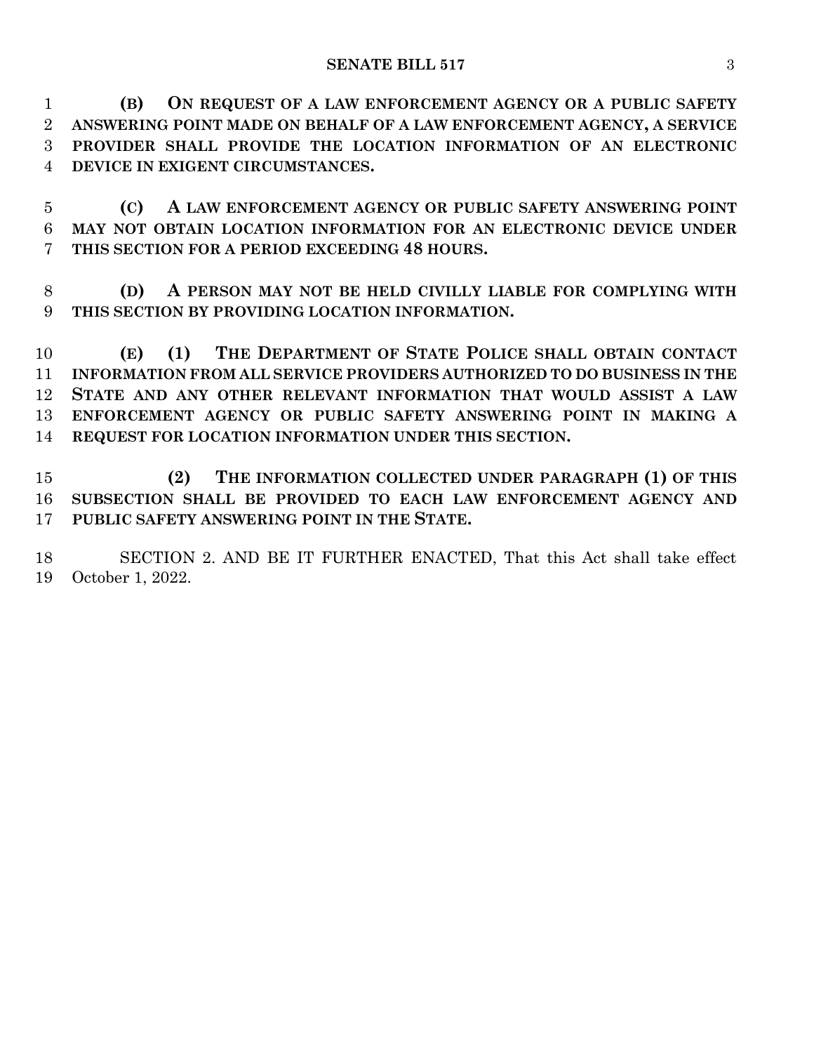**(B) ON REQUEST OF A LAW ENFORCEMENT AGENCY OR A PUBLIC SAFETY ANSWERING POINT MADE ON BEHALF OF A LAW ENFORCEMENT AGENCY, A SERVICE PROVIDER SHALL PROVIDE THE LOCATION INFORMATION OF AN ELECTRONIC DEVICE IN EXIGENT CIRCUMSTANCES.**

**(C) A LAW ENFORCEMENT AGENCY OR PUBLIC SAFETY ANSWERING POINT MAY NOT OBTAIN LOCATION INFORMATION FOR AN ELECTRONIC DEVICE UNDER THIS SECTION FOR A PERIOD EXCEEDING 48 HOURS.**

**(D) A PERSON MAY NOT BE HELD CIVILLY LIABLE FOR COMPLYING WITH THIS SECTION BY PROVIDING LOCATION INFORMATION.**

**(E) (1) THE DEPARTMENT OF STATE POLICE SHALL OBTAIN CONTACT INFORMATION FROM ALL SERVICE PROVIDERS AUTHORIZED TO DO BUSINESS IN THE STATE AND ANY OTHER RELEVANT INFORMATION THAT WOULD ASSIST A LAW ENFORCEMENT AGENCY OR PUBLIC SAFETY ANSWERING POINT IN MAKING A REQUEST FOR LOCATION INFORMATION UNDER THIS SECTION.**

**(2) THE INFORMATION COLLECTED UNDER PARAGRAPH (1) OF THIS SUBSECTION SHALL BE PROVIDED TO EACH LAW ENFORCEMENT AGENCY AND PUBLIC SAFETY ANSWERING POINT IN THE STATE.**

SECTION 2. AND BE IT FURTHER ENACTED, That this Act shall take effect October 1, 2022.